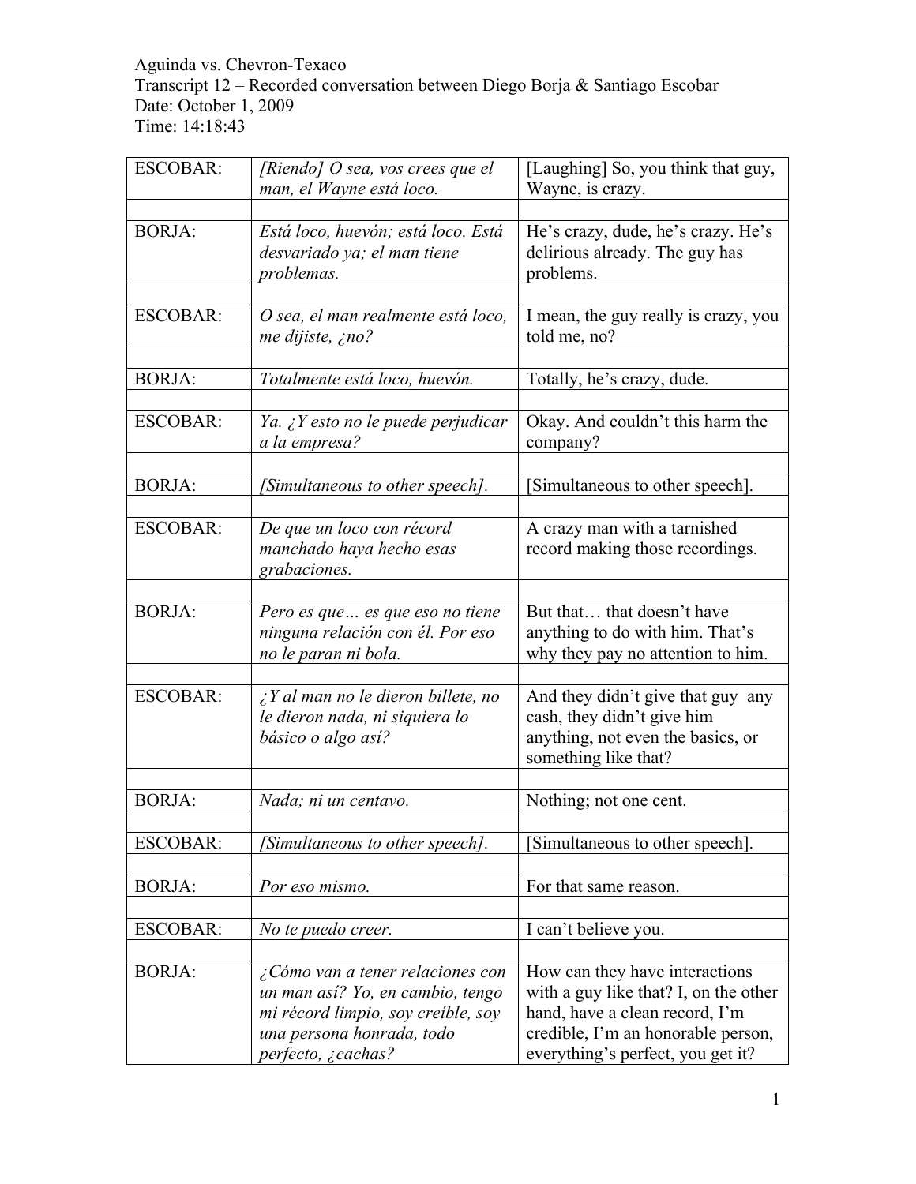Aguinda vs. Chevron-Texaco
Transcript 12 – Recorded conversation between Diego Borja & Santiago Escobar
Date: October 1, 2009
Time: 14:18:43

| | | |
|---|---|---|
| ESCOBAR: | *[Riendo] O sea, vos crees que el man, el Wayne está loco.* | [Laughing] So, you think that guy, Wayne, is crazy. |
| | | |
| BORJA: | *Está loco, huevón; está loco. Está desvariado ya; el man tiene problemas.* | He's crazy, dude, he's crazy. He's delirious already. The guy has problems. |
| | | |
| ESCOBAR: | *O sea, el man realmente está loco, me dijiste, ¿no?* | I mean, the guy really is crazy, you told me, no? |
| | | |
| BORJA: | *Totalmente está loco, huevón.* | Totally, he's crazy, dude. |
| | | |
| ESCOBAR: | *Ya. ¿Y esto no le puede perjudicar a la empresa?* | Okay. And couldn't this harm the company? |
| | | |
| BORJA: | *[Simultaneous to other speech].* | [Simultaneous to other speech]. |
| | | |
| ESCOBAR: | *De que un loco con récord manchado haya hecho esas grabaciones.* | A crazy man with a tarnished record making those recordings. |
| | | |
| BORJA: | *Pero es que… es que eso no tiene ninguna relación con él. Por eso no le paran ni bola.* | But that… that doesn't have anything to do with him. That's why they pay no attention to him. |
| | | |
| ESCOBAR: | *¿Y al man no le dieron billete, no le dieron nada, ni siquiera lo básico o algo así?* | And they didn't give that guy any cash, they didn't give him anything, not even the basics, or something like that? |
| | | |
| BORJA: | *Nada; ni un centavo.* | Nothing; not one cent. |
| | | |
| ESCOBAR: | *[Simultaneous to other speech].* | [Simultaneous to other speech]. |
| | | |
| BORJA: | *Por eso mismo.* | For that same reason. |
| | | |
| ESCOBAR: | *No te puedo creer.* | I can't believe you. |
| | | |
| BORJA: | *¿Cómo van a tener relaciones con un man así? Yo, en cambio, tengo mi récord limpio, soy creíble, soy una persona honrada, todo perfecto, ¿cachas?* | How can they have interactions with a guy like that? I, on the other hand, have a clean record, I'm credible, I'm an honorable person, everything's perfect, you get it? |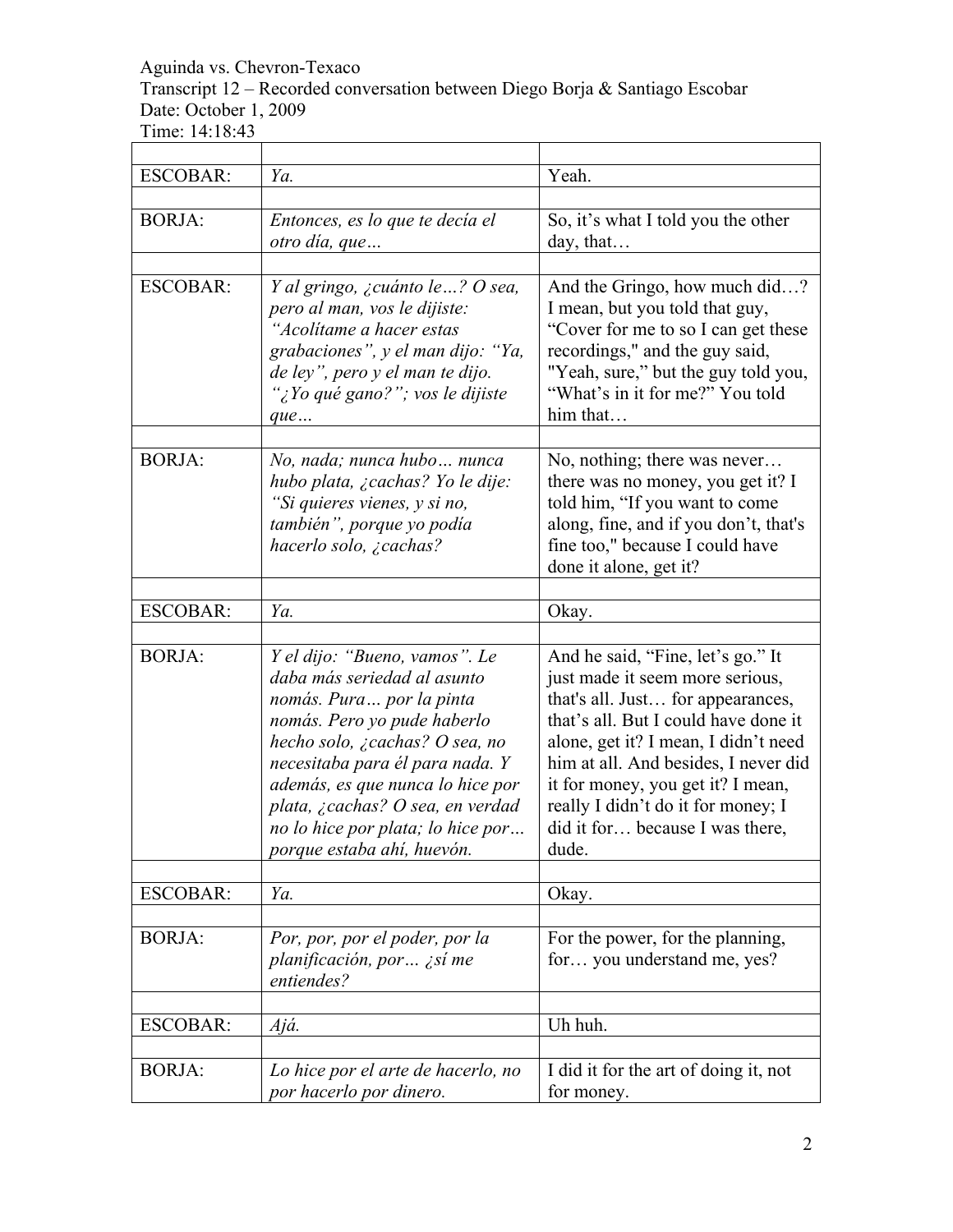Aguinda vs. Chevron-Texaco
Transcript 12 – Recorded conversation between Diego Borja & Santiago Escobar
Date: October 1, 2009
Time: 14:18:43

| | | |
|---|---|---|
| ESCOBAR: | *Ya.* | Yeah. |
| | | |
| BORJA: | *Entonces, es lo que te decía el otro día, que…* | So, it's what I told you the other day, that… |
| | | |
| ESCOBAR: | *Y al gringo, ¿cuánto le…? O sea, pero al man, vos le dijiste: "Acolítame a hacer estas grabaciones", y el man dijo: "Ya, de ley", pero y el man te dijo. "¿Yo qué gano?"; vos le dijiste que…* | And the Gringo, how much did…? I mean, but you told that guy, "Cover for me to so I can get these recordings," and the guy said, "Yeah, sure," but the guy told you, "What's in it for me?" You told him that… |
| | | |
| BORJA: | *No, nada; nunca hubo… nunca hubo plata, ¿cachas? Yo le dije: "Si quieres vienes, y si no, también", porque yo podía hacerlo solo, ¿cachas?* | No, nothing; there was never… there was no money, you get it? I told him, "If you want to come along, fine, and if you don't, that's fine too," because I could have done it alone, get it? |
| | | |
| ESCOBAR: | *Ya.* | Okay. |
| | | |
| BORJA: | *Y el dijo: "Bueno, vamos". Le daba más seriedad al asunto nomás. Pura… por la pinta nomás. Pero yo pude haberlo hecho solo, ¿cachas? O sea, no necesitaba para él para nada. Y además, es que nunca lo hice por plata, ¿cachas? O sea, en verdad no lo hice por plata; lo hice por… porque estaba ahí, huevón.* | And he said, "Fine, let's go." It just made it seem more serious, that's all. Just… for appearances, that's all. But I could have done it alone, get it? I mean, I didn't need him at all. And besides, I never did it for money, you get it? I mean, really I didn't do it for money; I did it for… because I was there, dude. |
| | | |
| ESCOBAR: | *Ya.* | Okay. |
| | | |
| BORJA: | *Por, por, por el poder, por la planificación, por… ¿sí me entiendes?* | For the power, for the planning, for… you understand me, yes? |
| | | |
| ESCOBAR: | *Ajá.* | Uh huh. |
| | | |
| BORJA: | *Lo hice por el arte de hacerlo, no por hacerlo por dinero.* | I did it for the art of doing it, not for money. |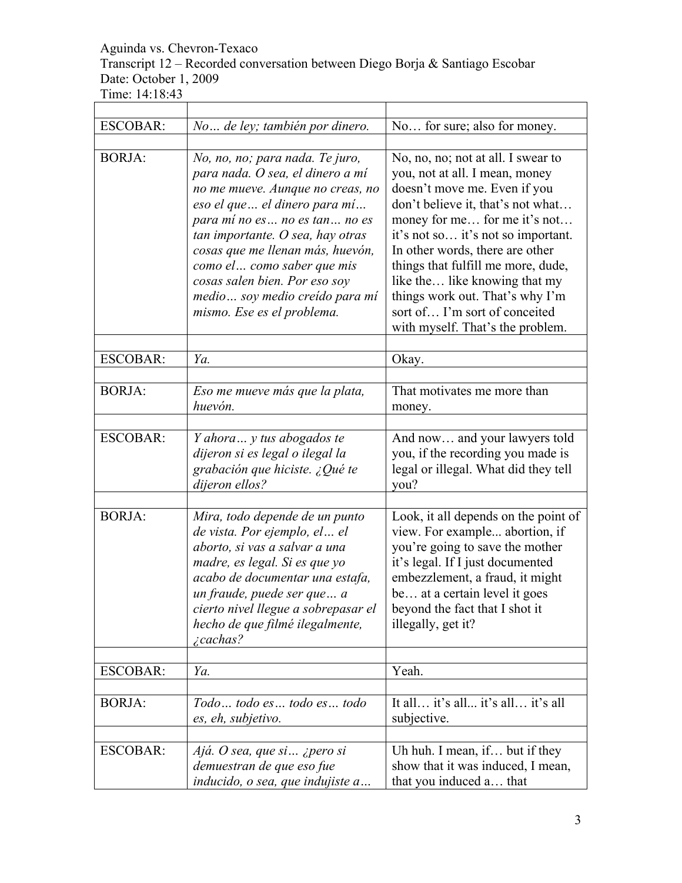Aguinda vs. Chevron-Texaco
Transcript 12 – Recorded conversation between Diego Borja & Santiago Escobar
Date: October 1, 2009
Time: 14:18:43

| | | |
|---|---|---|
| ESCOBAR: | *No… de ley; también por dinero.* | No… for sure; also for money. |
| | | |
| BORJA: | *No, no, no; para nada. Te juro, para nada. O sea, el dinero a mí no me mueve. Aunque no creas, no eso el que… el dinero para mí… para mí no es… no es tan… no es tan importante. O sea, hay otras cosas que me llenan más, huevón, como el… como saber que mis cosas salen bien. Por eso soy medio… soy medio creído para mí mismo. Ese es el problema.* | No, no, no; not at all. I swear to you, not at all. I mean, money doesn't move me. Even if you don't believe it, that's not what… money for me… for me it's not… it's not so… it's not so important. In other words, there are other things that fulfill me more, dude, like the… like knowing that my things work out. That's why I'm sort of… I'm sort of conceited with myself. That's the problem. |
| | | |
| ESCOBAR: | *Ya.* | Okay. |
| | | |
| BORJA: | *Eso me mueve más que la plata, huevón.* | That motivates me more than money. |
| | | |
| ESCOBAR: | *Y ahora… y tus abogados te dijeron si es legal o ilegal la grabación que hiciste. ¿Qué te dijeron ellos?* | And now… and your lawyers told you, if the recording you made is legal or illegal. What did they tell you? |
| | | |
| BORJA: | *Mira, todo depende de un punto de vista. Por ejemplo, el… el aborto, si vas a salvar a una madre, es legal. Si es que yo acabo de documentar una estafa, un fraude, puede ser que… a cierto nivel llegue a sobrepasar el hecho de que filmé ilegalmente, ¿cachas?* | Look, it all depends on the point of view. For example... abortion, if you're going to save the mother it's legal. If I just documented embezzlement, a fraud, it might be… at a certain level it goes beyond the fact that I shot it illegally, get it? |
| | | |
| ESCOBAR: | *Ya.* | Yeah. |
| | | |
| BORJA: | *Todo… todo es… todo es… todo es, eh, subjetivo.* | It all… it's all... it's all… it's all subjective. |
| | | |
| ESCOBAR: | *Ajá. O sea, que si… ¿pero si demuestran de que eso fue inducido, o sea, que indujiste a…* | Uh huh. I mean, if… but if they show that it was induced, I mean, that you induced a… that |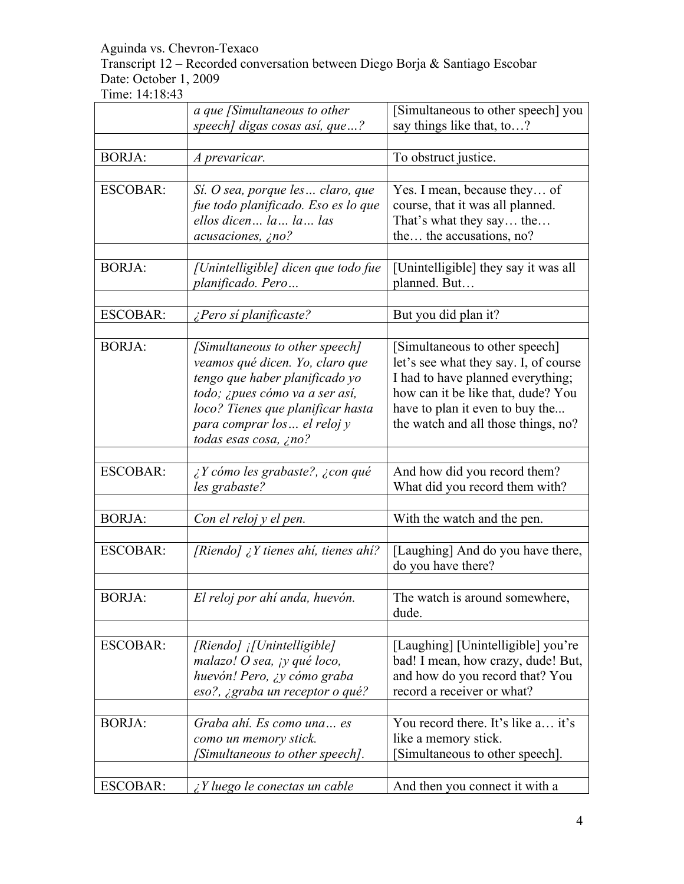| | | |
|---|---|---|
| | *a que [Simultaneous to other speech] digas cosas así, que…?* | [Simultaneous to other speech] you say things like that, to…? |
| BORJA: | *A prevaricar.* | To obstruct justice. |
| ESCOBAR: | *Sí. O sea, porque les… claro, que fue todo planificado. Eso es lo que ellos dicen… la… la… las acusaciones, ¿no?* | Yes. I mean, because they… of course, that it was all planned. That's what they say… the… the… the accusations, no? |
| BORJA: | *[Unintelligible] dicen que todo fue planificado. Pero…* | [Unintelligible] they say it was all planned. But… |
| ESCOBAR: | *¿Pero sí planificaste?* | But you did plan it? |
| BORJA: | *[Simultaneous to other speech] veamos qué dicen. Yo, claro que tengo que haber planificado yo todo; ¿pues cómo va a ser así, loco? Tienes que planificar hasta para comprar los… el reloj y todas esas cosa, ¿no?* | [Simultaneous to other speech] let's see what they say. I, of course I had to have planned everything; how can it be like that, dude? You have to plan it even to buy the... the watch and all those things, no? |
| ESCOBAR: | *¿Y cómo les grabaste?, ¿con qué les grabaste?* | And how did you record them? What did you record them with? |
| BORJA: | *Con el reloj y el pen.* | With the watch and the pen. |
| ESCOBAR: | *[Riendo] ¿Y tienes ahí, tienes ahí?* | [Laughing] And do you have there, do you have there? |
| BORJA: | *El reloj por ahí anda, huevón.* | The watch is around somewhere, dude. |
| ESCOBAR: | *[Riendo] ¡[Unintelligible] malazo! O sea, ¡y qué loco, huevón! Pero, ¿y cómo graba eso?, ¿graba un receptor o qué?* | [Laughing] [Unintelligible] you're bad! I mean, how crazy, dude! But, and how do you record that? You record a receiver or what? |
| BORJA: | *Graba ahí. Es como una… es como un memory stick. [Simultaneous to other speech].* | You record there. It's like a… it's like a memory stick. [Simultaneous to other speech]. |
| ESCOBAR: | *¿Y luego le conectas un cable* | And then you connect it with a |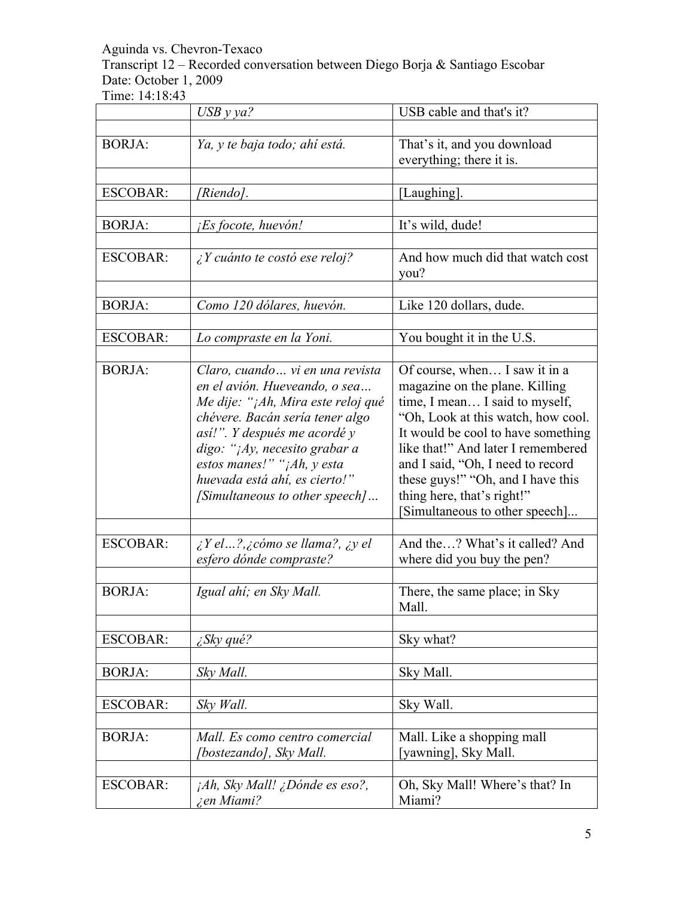Aguinda vs. Chevron-Texaco
Transcript 12 – Recorded conversation between Diego Borja & Santiago Escobar
Date: October 1, 2009
Time: 14:18:43

| | | |
|---|---|---|
| | *USB y ya?* | USB cable and that's it? |
| | | |
| BORJA: | *Ya, y te baja todo; ahí está.* | That's it, and you download everything; there it is. |
| | | |
| ESCOBAR: | *[Riendo].* | [Laughing]. |
| | | |
| BORJA: | *¡Es focote, huevón!* | It's wild, dude! |
| | | |
| ESCOBAR: | *¿Y cuánto te costó ese reloj?* | And how much did that watch cost you? |
| | | |
| BORJA: | *Como 120 dólares, huevón.* | Like 120 dollars, dude. |
| | | |
| ESCOBAR: | *Lo compraste en la Yoni.* | You bought it in the U.S. |
| | | |
| BORJA: | *Claro, cuando… vi en una revista en el avión. Hueveando, o sea… Me dije: "¡Ah, Mira este reloj qué chévere. Bacán sería tener algo así!". Y después me acordé y digo: "¡Ay, necesito grabar a estos manes!" "¡Ah, y esta huevada está ahí, es cierto!" [Simultaneous to other speech]…* | Of course, when… I saw it in a magazine on the plane. Killing time, I mean… I said to myself, "Oh, Look at this watch, how cool. It would be cool to have something like that!" And later I remembered and I said, "Oh, I need to record these guys!" "Oh, and I have this thing here, that's right!" [Simultaneous to other speech]... |
| | | |
| ESCOBAR: | *¿Y el…?,¿cómo se llama?, ¿y el esfero dónde compraste?* | And the…? What's it called? And where did you buy the pen? |
| | | |
| BORJA: | *Igual ahí; en Sky Mall.* | There, the same place; in Sky Mall. |
| | | |
| ESCOBAR: | *¿Sky qué?* | Sky what? |
| | | |
| BORJA: | *Sky Mall.* | Sky Mall. |
| | | |
| ESCOBAR: | *Sky Wall.* | Sky Wall. |
| | | |
| BORJA: | *Mall. Es como centro comercial [bostezando], Sky Mall.* | Mall. Like a shopping mall [yawning], Sky Mall. |
| | | |
| ESCOBAR: | *¡Ah, Sky Mall! ¿Dónde es eso?, ¿en Miami?* | Oh, Sky Mall! Where's that? In Miami? |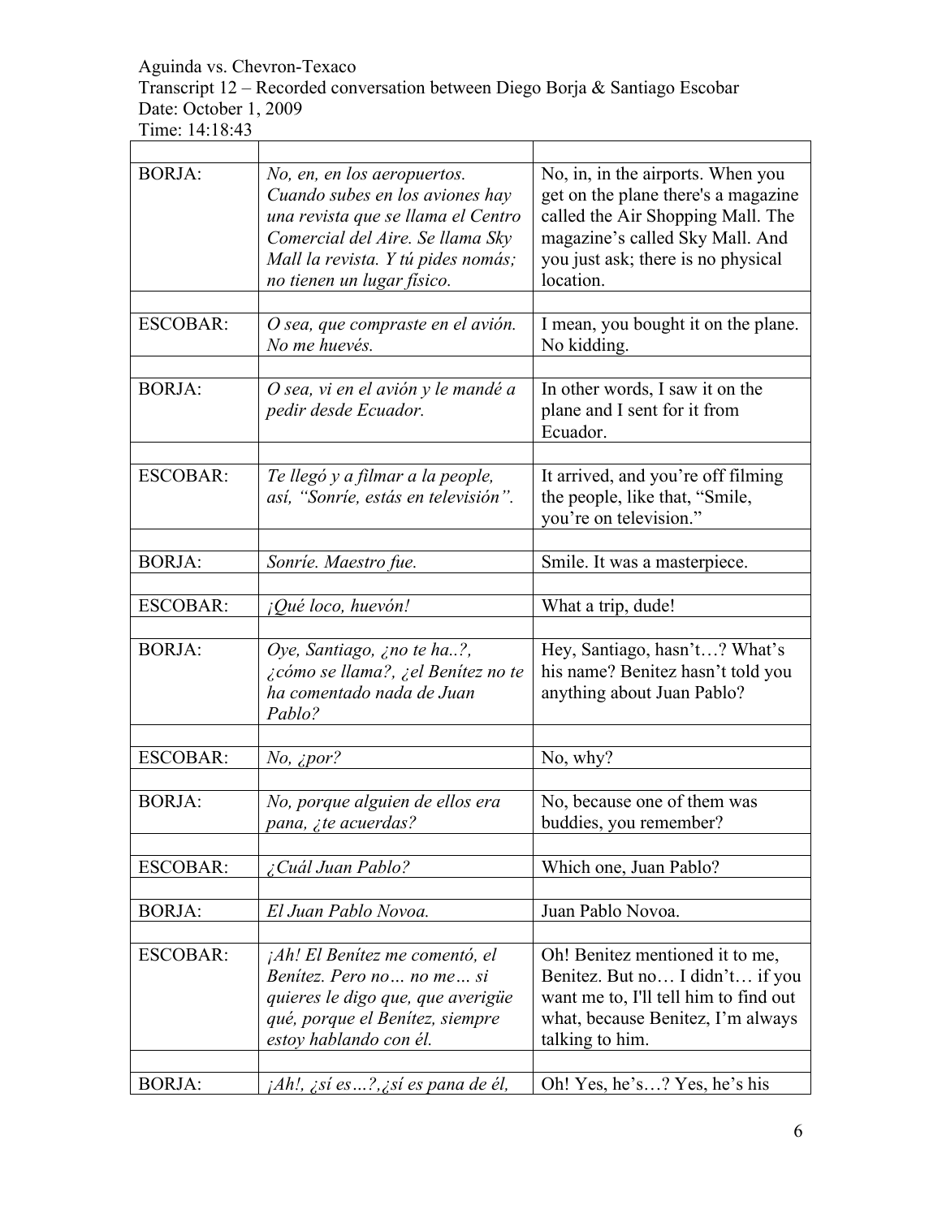Aguinda vs. Chevron-Texaco
Transcript 12 – Recorded conversation between Diego Borja & Santiago Escobar
Date: October 1, 2009
Time: 14:18:43

| | | |
|---|---|---|
| BORJA: | *No, en, en los aeropuertos. Cuando subes en los aviones hay una revista que se llama el Centro Comercial del Aire. Se llama Sky Mall la revista. Y tú pides nomás; no tienen un lugar físico.* | No, in, in the airports. When you get on the plane there's a magazine called the Air Shopping Mall. The magazine's called Sky Mall. And you just ask; there is no physical location. |
| | | |
| ESCOBAR: | *O sea, que compraste en el avión. No me huevés.* | I mean, you bought it on the plane. No kidding. |
| | | |
| BORJA: | *O sea, vi en el avión y le mandé a pedir desde Ecuador.* | In other words, I saw it on the plane and I sent for it from Ecuador. |
| | | |
| ESCOBAR: | *Te llegó y a filmar a la people, así, "Sonríe, estás en televisión".* | It arrived, and you're off filming the people, like that, "Smile, you're on television." |
| | | |
| BORJA: | *Sonríe. Maestro fue.* | Smile. It was a masterpiece. |
| | | |
| ESCOBAR: | *¡Qué loco, huevón!* | What a trip, dude! |
| | | |
| BORJA: | *Oye, Santiago, ¿no te ha..?, ¿cómo se llama?, ¿el Benítez no te ha comentado nada de Juan Pablo?* | Hey, Santiago, hasn't…? What's his name? Benitez hasn't told you anything about Juan Pablo? |
| | | |
| ESCOBAR: | *No, ¿por?* | No, why? |
| | | |
| BORJA: | *No, porque alguien de ellos era pana, ¿te acuerdas?* | No, because one of them was buddies, you remember? |
| | | |
| ESCOBAR: | *¿Cuál Juan Pablo?* | Which one, Juan Pablo? |
| | | |
| BORJA: | *El Juan Pablo Novoa.* | Juan Pablo Novoa. |
| | | |
| ESCOBAR: | *¡Ah! El Benítez me comentó, el Benítez. Pero no… no me… si quieres le digo que, que averigüe qué, porque el Benítez, siempre estoy hablando con él.* | Oh! Benitez mentioned it to me, Benitez. But no… I didn't… if you want me to, I'll tell him to find out what, because Benitez, I'm always talking to him. |
| | | |
| BORJA: | *¡Ah!, ¿sí es…?,¿sí es pana de él,* | Oh! Yes, he's…? Yes, he's his |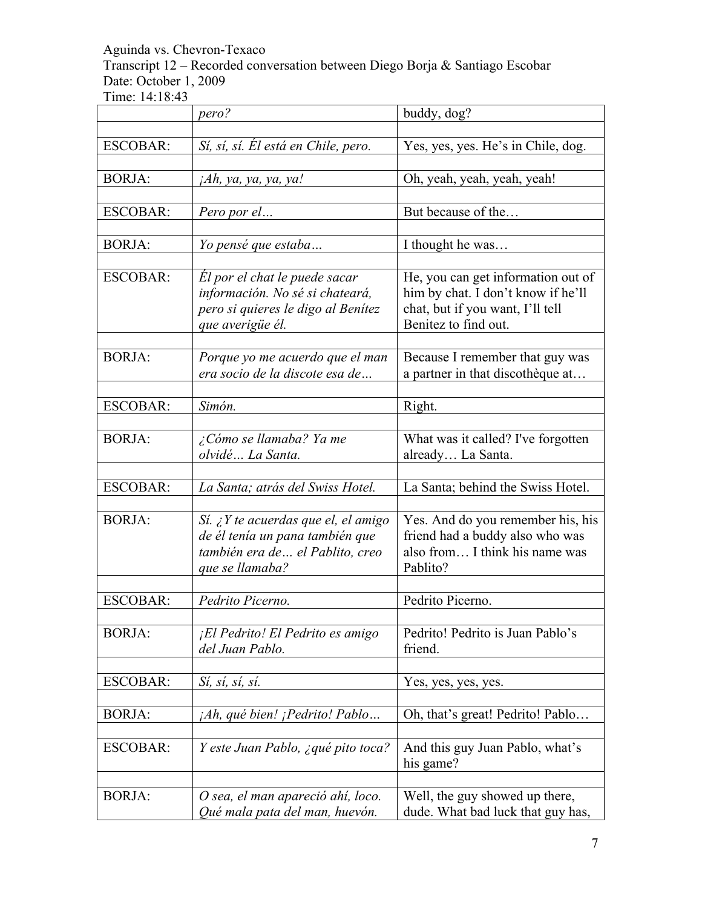| | *pero?* | buddy, dog? |
|---|---|---|
| | | |
| ESCOBAR: | *Sí, sí, sí. Él está en Chile, pero.* | Yes, yes, yes. He's in Chile, dog. |
| | | |
| BORJA: | *¡Ah, ya, ya, ya, ya!* | Oh, yeah, yeah, yeah, yeah! |
| | | |
| ESCOBAR: | *Pero por el…* | But because of the… |
| | | |
| BORJA: | *Yo pensé que estaba…* | I thought he was… |
| | | |
| ESCOBAR: | *Él por el chat le puede sacar información. No sé si chateará, pero si quieres le digo al Benítez que averigüe él.* | He, you can get information out of him by chat. I don't know if he'll chat, but if you want, I'll tell Benitez to find out. |
| | | |
| BORJA: | *Porque yo me acuerdo que el man era socio de la discote esa de…* | Because I remember that guy was a partner in that discothèque at… |
| | | |
| ESCOBAR: | *Simón.* | Right. |
| | | |
| BORJA: | *¿Cómo se llamaba? Ya me olvidé… La Santa.* | What was it called? I've forgotten already… La Santa. |
| | | |
| ESCOBAR: | *La Santa; atrás del Swiss Hotel.* | La Santa; behind the Swiss Hotel. |
| | | |
| BORJA: | *Sí. ¿Y te acuerdas que el, el amigo de él tenía un pana también que también era de… el Pablito, creo que se llamaba?* | Yes. And do you remember his, his friend had a buddy also who was also from… I think his name was Pablito? |
| | | |
| ESCOBAR: | *Pedrito Picerno.* | Pedrito Picerno. |
| | | |
| BORJA: | *¡El Pedrito! El Pedrito es amigo del Juan Pablo.* | Pedrito! Pedrito is Juan Pablo's friend. |
| | | |
| ESCOBAR: | *Sí, sí, sí, sí.* | Yes, yes, yes, yes. |
| | | |
| BORJA: | *¡Ah, qué bien! ¡Pedrito! Pablo…* | Oh, that's great! Pedrito! Pablo… |
| | | |
| ESCOBAR: | *Y este Juan Pablo, ¿qué pito toca?* | And this guy Juan Pablo, what's his game? |
| | | |
| BORJA: | *O sea, el man apareció ahí, loco. Qué mala pata del man, huevón.* | Well, the guy showed up there, dude. What bad luck that guy has, |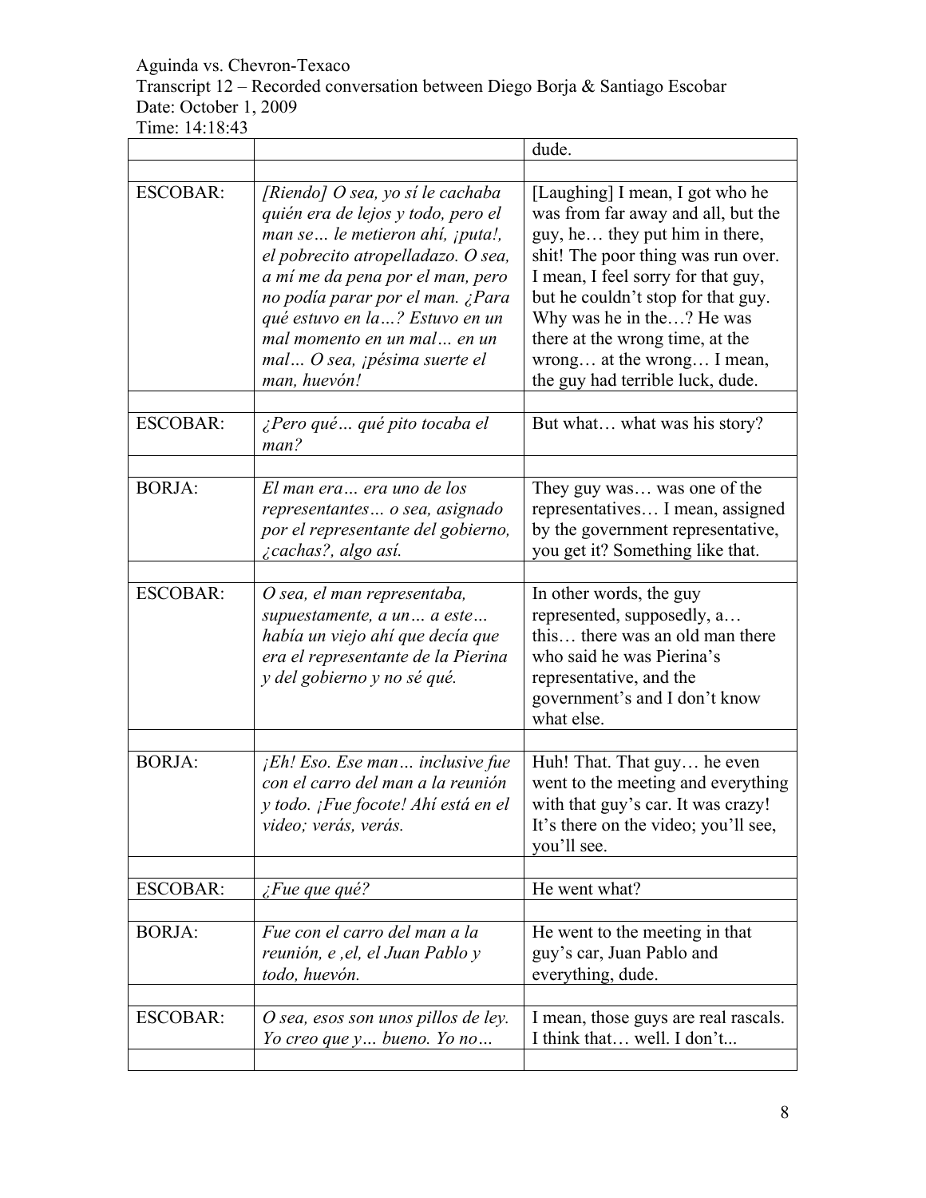| | | |
|---|---|---|
| | | dude. |
| | | |
| ESCOBAR: | *[Riendo] O sea, yo sí le cachaba quién era de lejos y todo, pero el man se… le metieron ahí, ¡puta!, el pobrecito atropelladazo. O sea, a mí me da pena por el man, pero no podía parar por el man. ¿Para qué estuvo en la…? Estuvo en un mal momento en un mal… en un mal… O sea, ¡pésima suerte el man, huevón!* | [Laughing] I mean, I got who he was from far away and all, but the guy, he… they put him in there, shit! The poor thing was run over. I mean, I feel sorry for that guy, but he couldn't stop for that guy. Why was he in the…? He was there at the wrong time, at the wrong… at the wrong… I mean, the guy had terrible luck, dude. |
| | | |
| ESCOBAR: | *¿Pero qué… qué pito tocaba el man?* | But what… what was his story? |
| | | |
| BORJA: | *El man era… era uno de los representantes… o sea, asignado por el representante del gobierno, ¿cachas?, algo así.* | They guy was… was one of the representatives… I mean, assigned by the government representative, you get it? Something like that. |
| | | |
| ESCOBAR: | *O sea, el man representaba, supuestamente, a un… a este… había un viejo ahí que decía que era el representante de la Pierina y del gobierno y no sé qué.* | In other words, the guy represented, supposedly, a… this… there was an old man there who said he was Pierina's representative, and the government's and I don't know what else. |
| | | |
| BORJA: | *¡Eh! Eso. Ese man… inclusive fue con el carro del man a la reunión y todo. ¡Fue focote! Ahí está en el video; verás, verás.* | Huh! That. That guy… he even went to the meeting and everything with that guy's car. It was crazy! It's there on the video; you'll see, you'll see. |
| | | |
| ESCOBAR: | *¿Fue que qué?* | He went what? |
| | | |
| BORJA: | *Fue con el carro del man a la reunión, e ,el, el Juan Pablo y todo, huevón.* | He went to the meeting in that guy's car, Juan Pablo and everything, dude. |
| | | |
| ESCOBAR: | *O sea, esos son unos pillos de ley. Yo creo que y… bueno. Yo no…* | I mean, those guys are real rascals. I think that… well. I don't... |
| | | |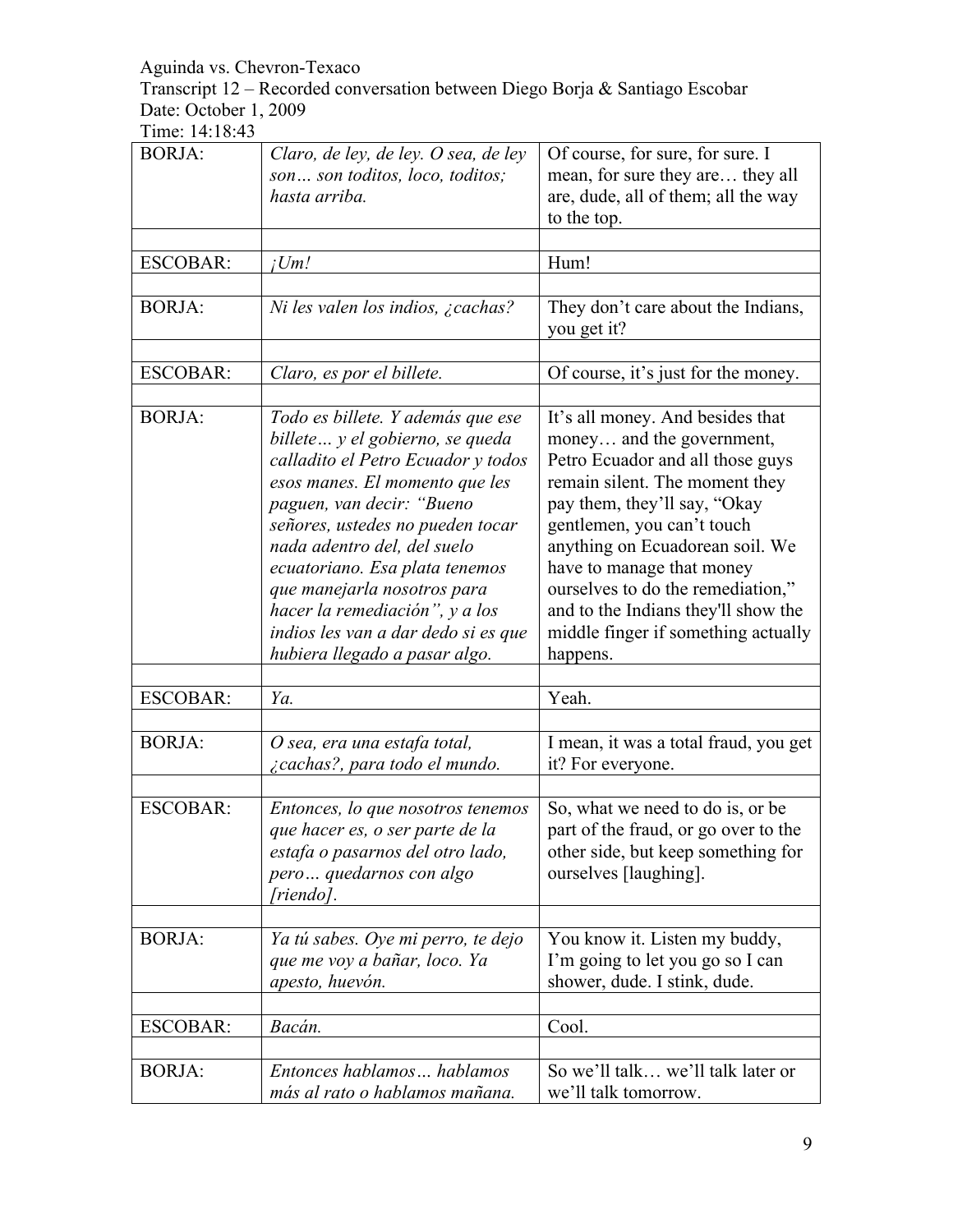Aguinda vs. Chevron-Texaco
Transcript 12 – Recorded conversation between Diego Borja & Santiago Escobar
Date: October 1, 2009
Time: 14:18:43

| | | |
|---|---|---|
| BORJA: | *Claro, de ley, de ley. O sea, de ley son… son toditos, loco, toditos; hasta arriba.* | Of course, for sure, for sure. I mean, for sure they are… they all are, dude, all of them; all the way to the top. |
| | | |
| ESCOBAR: | *¡Um!* | Hum! |
| | | |
| BORJA: | *Ni les valen los indios, ¿cachas?* | They don't care about the Indians, you get it? |
| | | |
| ESCOBAR: | *Claro, es por el billete.* | Of course, it's just for the money. |
| | | |
| BORJA: | *Todo es billete. Y además que ese billete… y el gobierno, se queda calladito el Petro Ecuador y todos esos manes. El momento que les paguen, van decir: "Bueno señores, ustedes no pueden tocar nada adentro del, del suelo ecuatoriano. Esa plata tenemos que manejarla nosotros para hacer la remediación", y a los indios les van a dar dedo si es que hubiera llegado a pasar algo.* | It's all money. And besides that money… and the government, Petro Ecuador and all those guys remain silent. The moment they pay them, they'll say, "Okay gentlemen, you can't touch anything on Ecuadorean soil. We have to manage that money ourselves to do the remediation," and to the Indians they'll show the middle finger if something actually happens. |
| | | |
| ESCOBAR: | *Ya.* | Yeah. |
| | | |
| BORJA: | *O sea, era una estafa total, ¿cachas?, para todo el mundo.* | I mean, it was a total fraud, you get it? For everyone. |
| | | |
| ESCOBAR: | *Entonces, lo que nosotros tenemos que hacer es, o ser parte de la estafa o pasarnos del otro lado, pero… quedarnos con algo [riendo].* | So, what we need to do is, or be part of the fraud, or go over to the other side, but keep something for ourselves [laughing]. |
| | | |
| BORJA: | *Ya tú sabes. Oye mi perro, te dejo que me voy a bañar, loco. Ya apesto, huevón.* | You know it. Listen my buddy, I'm going to let you go so I can shower, dude. I stink, dude. |
| | | |
| ESCOBAR: | *Bacán.* | Cool. |
| | | |
| BORJA: | *Entonces hablamos… hablamos más al rato o hablamos mañana.* | So we'll talk… we'll talk later or we'll talk tomorrow. |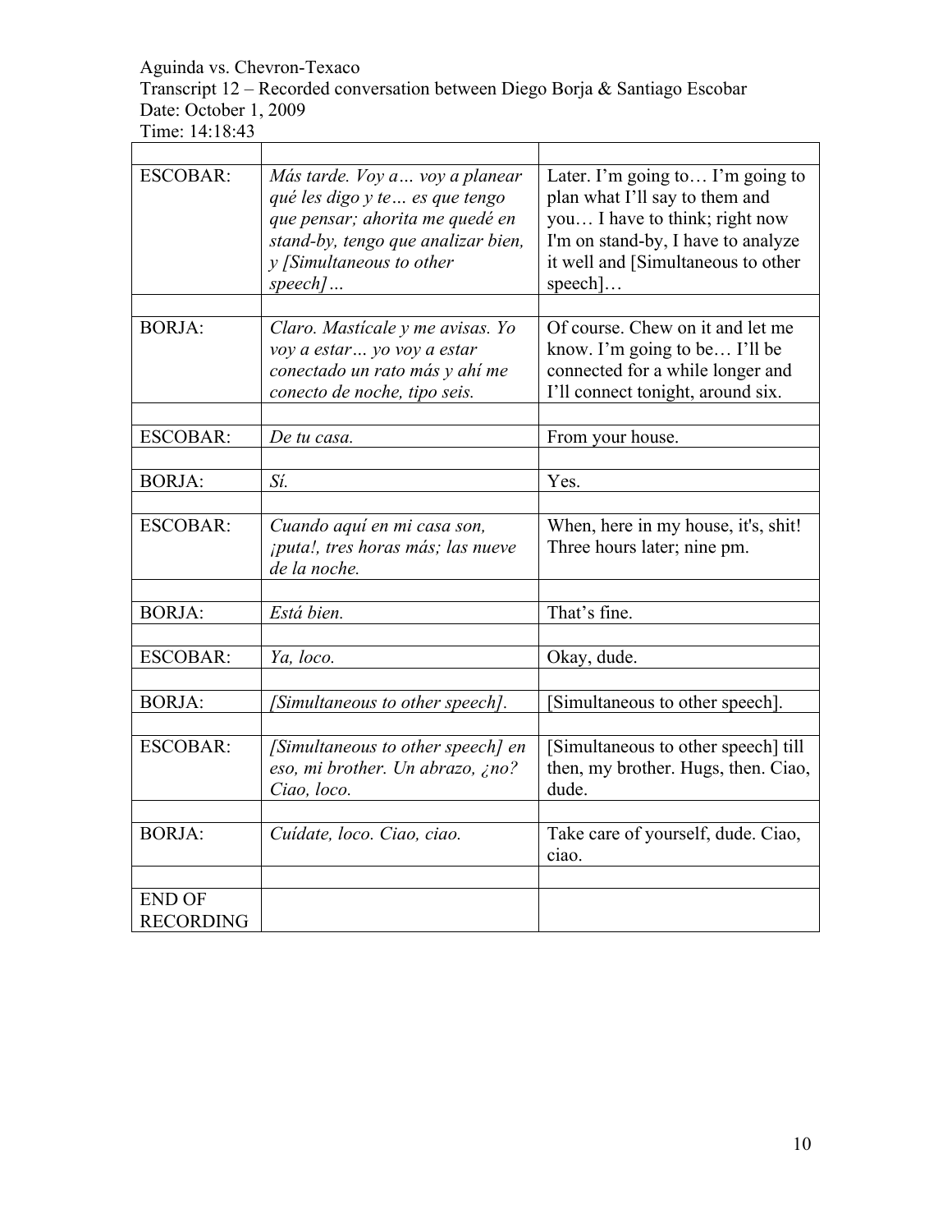Aguinda vs. Chevron-Texaco
Transcript 12 – Recorded conversation between Diego Borja & Santiago Escobar
Date: October 1, 2009
Time: 14:18:43

| | | |
|---|---|---|
| ESCOBAR: | *Más tarde. Voy a… voy a planear qué les digo y te… es que tengo que pensar; ahorita me quedé en stand-by, tengo que analizar bien, y [Simultaneous to other speech]…* | Later. I'm going to… I'm going to plan what I'll say to them and you… I have to think; right now I'm on stand-by, I have to analyze it well and [Simultaneous to other speech]… |
| | | |
| BORJA: | *Claro. Mastícale y me avisas. Yo voy a estar… yo voy a estar conectado un rato más y ahí me conecto de noche, tipo seis.* | Of course. Chew on it and let me know. I'm going to be… I'll be connected for a while longer and I'll connect tonight, around six. |
| | | |
| ESCOBAR: | *De tu casa.* | From your house. |
| | | |
| BORJA: | *Sí.* | Yes. |
| | | |
| ESCOBAR: | *Cuando aquí en mi casa son, ¡puta!, tres horas más; las nueve de la noche.* | When, here in my house, it's, shit! Three hours later; nine pm. |
| | | |
| BORJA: | *Está bien.* | That's fine. |
| | | |
| ESCOBAR: | *Ya, loco.* | Okay, dude. |
| | | |
| BORJA: | *[Simultaneous to other speech].* | [Simultaneous to other speech]. |
| | | |
| ESCOBAR: | *[Simultaneous to other speech] en eso, mi brother. Un abrazo, ¿no? Ciao, loco.* | [Simultaneous to other speech] till then, my brother. Hugs, then. Ciao, dude. |
| | | |
| BORJA: | *Cuídate, loco. Ciao, ciao.* | Take care of yourself, dude. Ciao, ciao. |
| | | |
| END OF RECORDING | | |